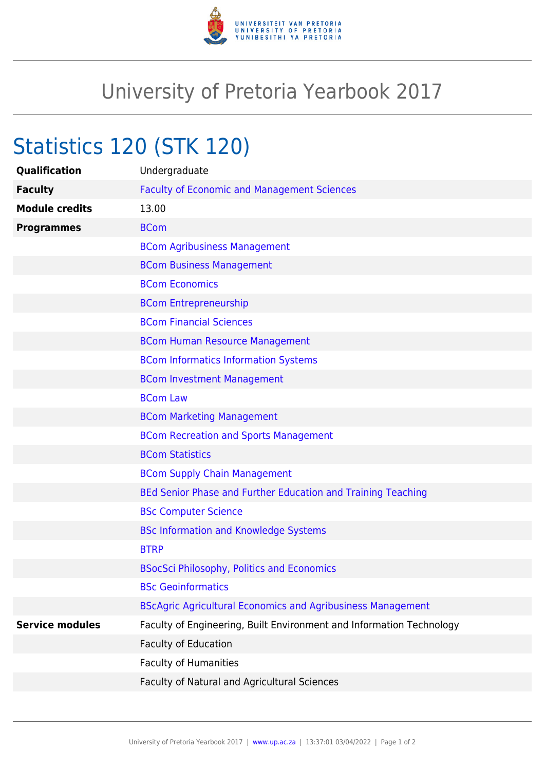# University of Pretoria Yearbook 2017

## Statistics 120 (STK 120)

| | |
|---|---|
| **Qualification** | Undergraduate |
| **Faculty** | Faculty of Economic and Management Sciences |
| **Module credits** | 13.00 |
| **Programmes** | BCom |
| | BCom Agribusiness Management |
| | BCom Business Management |
| | BCom Economics |
| | BCom Entrepreneurship |
| | BCom Financial Sciences |
| | BCom Human Resource Management |
| | BCom Informatics Information Systems |
| | BCom Investment Management |
| | BCom Law |
| | BCom Marketing Management |
| | BCom Recreation and Sports Management |
| | BCom Statistics |
| | BCom Supply Chain Management |
| | BEd Senior Phase and Further Education and Training Teaching |
| | BSc Computer Science |
| | BSc Information and Knowledge Systems |
| | BTRP |
| | BSocSci Philosophy, Politics and Economics |
| | BSc Geoinformatics |
| | BScAgric Agricultural Economics and Agribusiness Management |
| **Service modules** | Faculty of Engineering, Built Environment and Information Technology |
| | Faculty of Education |
| | Faculty of Humanities |
| | Faculty of Natural and Agricultural Sciences |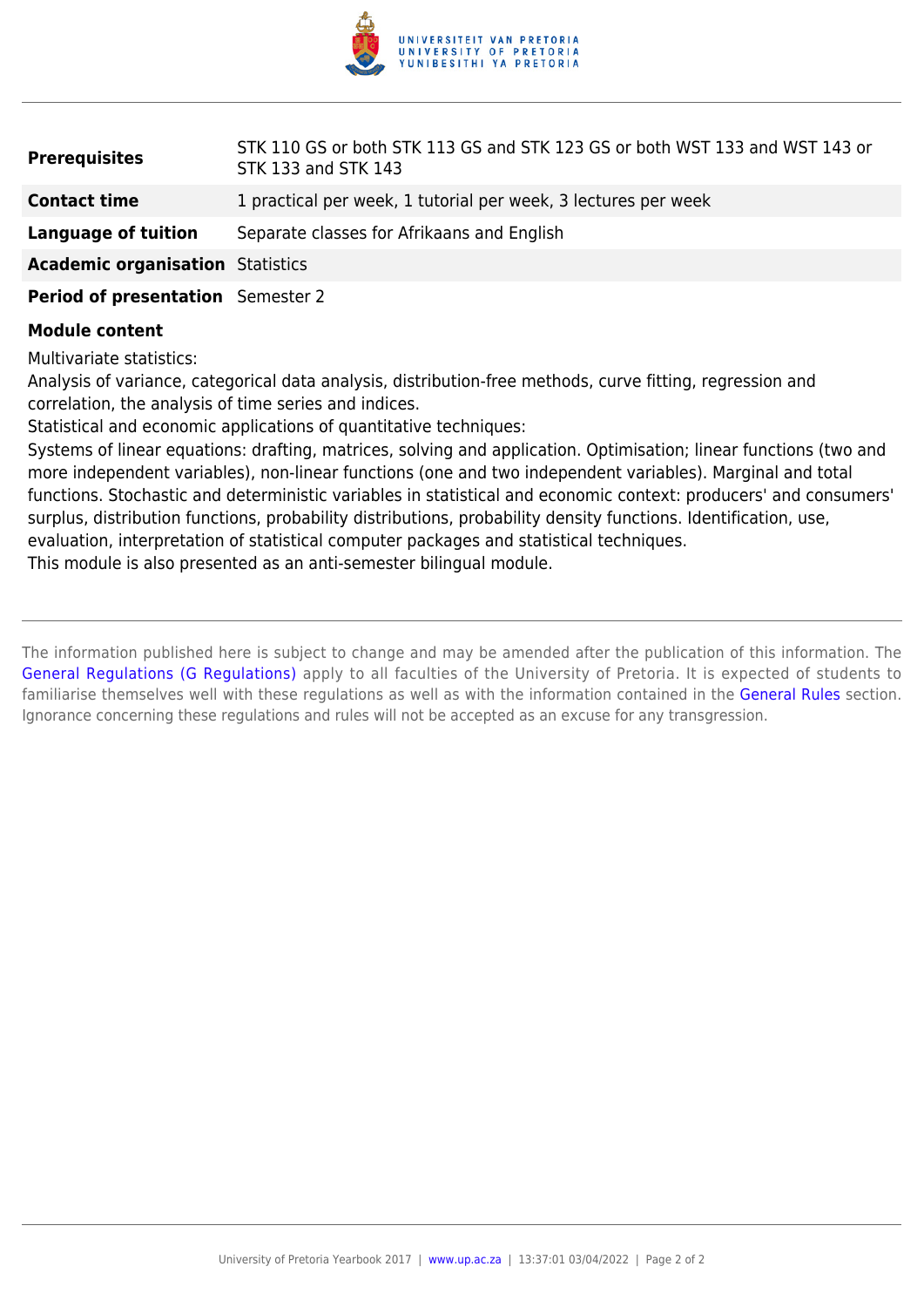| | |
|---|---|
| **Prerequisites** | STK 110 GS or both STK 113 GS and STK 123 GS or both WST 133 and WST 143 or STK 133 and STK 143 |
| **Contact time** | 1 practical per week, 1 tutorial per week, 3 lectures per week |
| **Language of tuition** | Separate classes for Afrikaans and English |
| **Academic organisation** | Statistics |
| **Period of presentation** | Semester 2 |

**Module content**

Multivariate statistics:
Analysis of variance, categorical data analysis, distribution-free methods, curve fitting, regression and correlation, the analysis of time series and indices.
Statistical and economic applications of quantitative techniques:
Systems of linear equations: drafting, matrices, solving and application. Optimisation; linear functions (two and more independent variables), non-linear functions (one and two independent variables). Marginal and total functions. Stochastic and deterministic variables in statistical and economic context: producers' and consumers' surplus, distribution functions, probability distributions, probability density functions. Identification, use, evaluation, interpretation of statistical computer packages and statistical techniques.
This module is also presented as an anti-semester bilingual module.

---

The information published here is subject to change and may be amended after the publication of this information. The General Regulations (G Regulations) apply to all faculties of the University of Pretoria. It is expected of students to familiarise themselves well with these regulations as well as with the information contained in the General Rules section. Ignorance concerning these regulations and rules will not be accepted as an excuse for any transgression.